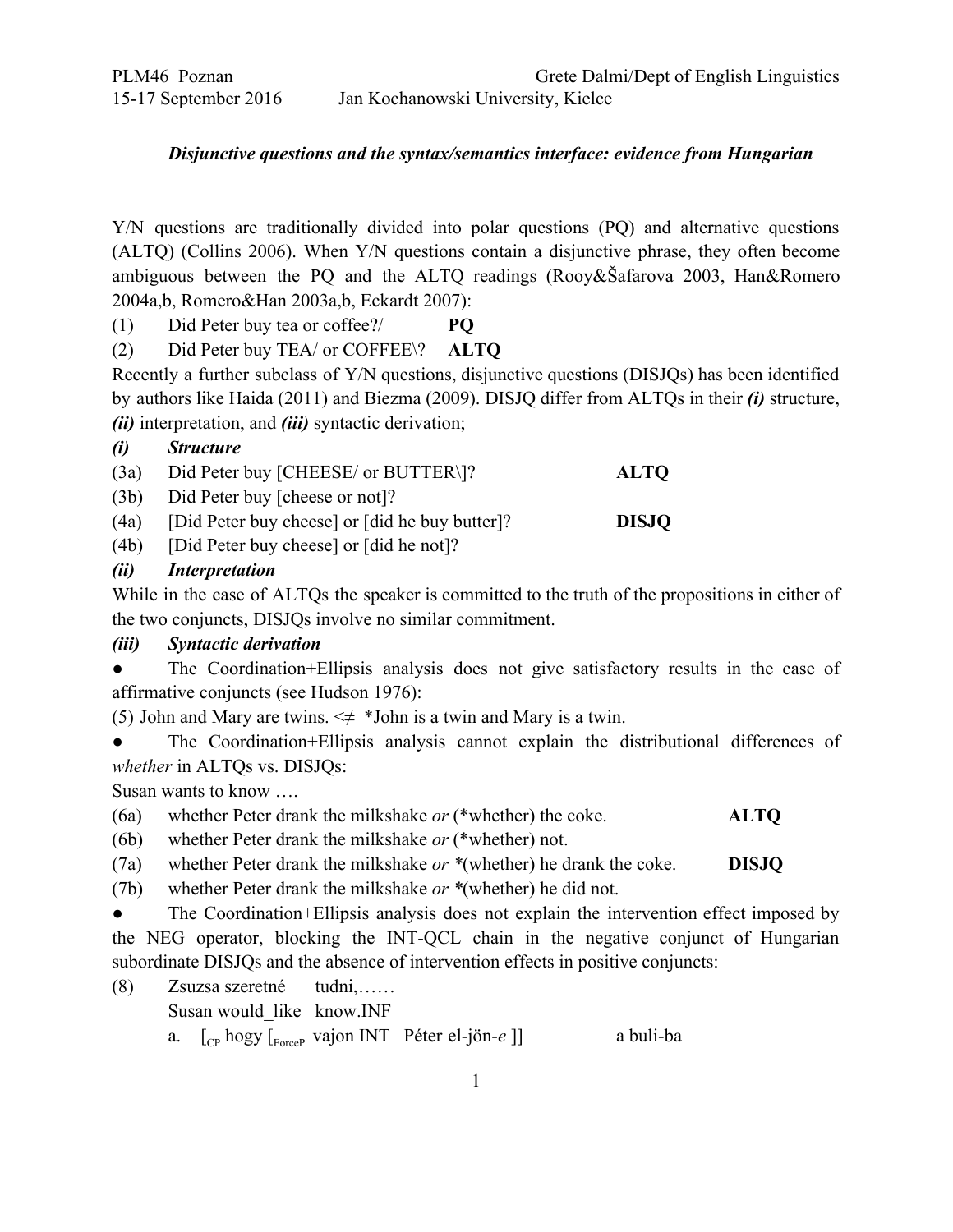PLM46 Poznan — Grete Dalmi/Dept of English Linguistics
15-17 September 2016 — Jan Kochanowski University, Kielce

# *Disjunctive questions and the syntax/semantics interface: evidence from Hungarian*

Y/N questions are traditionally divided into polar questions (PQ) and alternative questions (ALTQ) (Collins 2006). When Y/N questions contain a disjunctive phrase, they often become ambiguous between the PQ and the ALTQ readings (Rooy&Šafarova 2003, Han&Romero 2004a,b, Romero&Han 2003a,b, Eckardt 2007):

(1) Did Peter buy tea or coffee?/ **PQ**

(2) Did Peter buy TEA/ or COFFEE\? **ALTQ**

Recently a further subclass of Y/N questions, disjunctive questions (DISJQs) has been identified by authors like Haida (2011) and Biezma (2009). DISJQ differ from ALTQs in their ***(i)*** structure, ***(ii)*** interpretation, and ***(iii)*** syntactic derivation;

***(i) Structure***

(3a) Did Peter buy [CHEESE/ or BUTTER\]? **ALTQ**

(3b) Did Peter buy [cheese or not]?

(4a) [Did Peter buy cheese] or [did he buy butter]? **DISJQ**

(4b) [Did Peter buy cheese] or [did he not]?

***(ii) Interpretation***

While in the case of ALTQs the speaker is committed to the truth of the propositions in either of the two conjuncts, DISJQs involve no similar commitment.

***(iii) Syntactic derivation***

- The Coordination+Ellipsis analysis does not give satisfactory results in the case of affirmative conjuncts (see Hudson 1976):

(5) John and Mary are twins. <≠ *John is a twin and Mary is a twin.

- The Coordination+Ellipsis analysis cannot explain the distributional differences of *whether* in ALTQs vs. DISJQs:

Susan wants to know ….

(6a) whether Peter drank the milkshake *or* (*whether) the coke. **ALTQ**

(6b) whether Peter drank the milkshake *or* (*whether) not.

(7a) whether Peter drank the milkshake *or* *(whether) he drank the coke. **DISJQ**

(7b) whether Peter drank the milkshake *or* *(whether) he did not.

- The Coordination+Ellipsis analysis does not explain the intervention effect imposed by the NEG operator, blocking the INT-QCL chain in the negative conjunct of Hungarian subordinate DISJQs and the absence of intervention effects in positive conjuncts:

(8) Zsuzsa szeretné tudni,……
Susan would_like know.INF

a. [$_{CP}$ hogy [$_{ForceP}$ vajon INT Péter el-jön-*e* ]] a buli-ba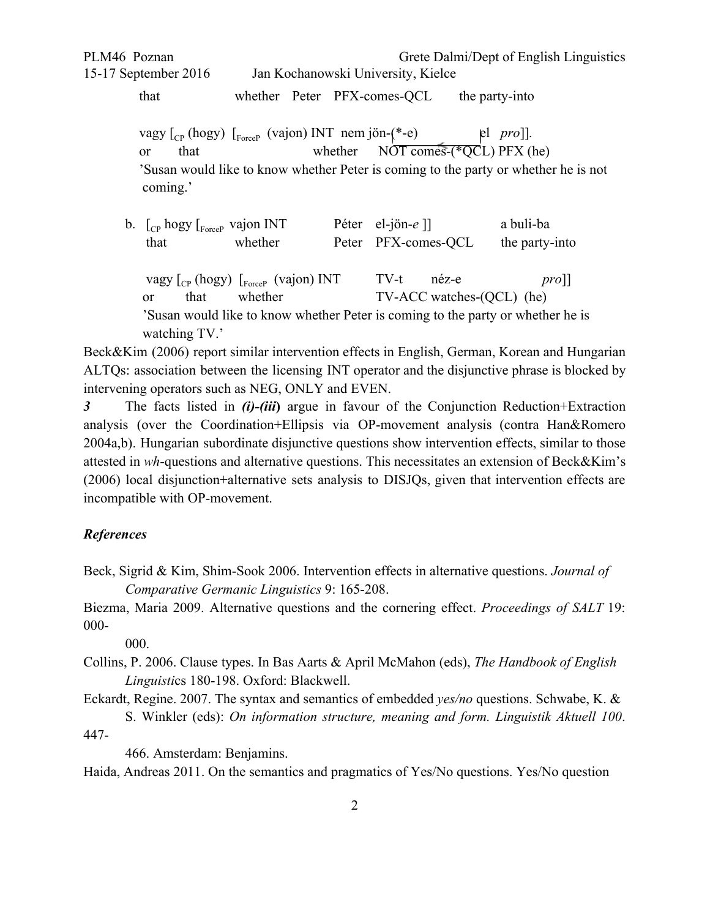that whether Peter PFX-comes-QCL the party-into

vagy [$_{CP}$ (hogy) [$_{ForceP}$ (vajon) INT nem jön-(*-e) el *pro*]].
or that whether NOT comes-(*QCL) PFX (he)
'Susan would like to know whether Peter is coming to the party or whether he is not coming.'

b. [$_{CP}$ hogy [$_{ForceP}$ vajon INT Péter el-jön-*e* ]] a buli-ba
that whether Peter PFX-comes-QCL the party-into

vagy [$_{CP}$ (hogy) [$_{ForceP}$ (vajon) INT TV-t néz-e *pro*]]
or that whether TV-ACC watches-(QCL) (he)
'Susan would like to know whether Peter is coming to the party or whether he is watching TV.'

Beck&Kim (2006) report similar intervention effects in English, German, Korean and Hungarian ALTQs: association between the licensing INT operator and the disjunctive phrase is blocked by intervening operators such as NEG, ONLY and EVEN.

***3*** The facts listed in ***(i)-(iii)*** argue in favour of the Conjunction Reduction+Extraction analysis (over the Coordination+Ellipsis via OP-movement analysis (contra Han&Romero 2004a,b). Hungarian subordinate disjunctive questions show intervention effects, similar to those attested in *wh*-questions and alternative questions. This necessitates an extension of Beck&Kim's (2006) local disjunction+alternative sets analysis to DISJQs, given that intervention effects are incompatible with OP-movement.

***References***

Beck, Sigrid & Kim, Shim-Sook 2006. Intervention effects in alternative questions. *Journal of Comparative Germanic Linguistics* 9: 165-208.

Biezma, Maria 2009. Alternative questions and the cornering effect. *Proceedings of SALT* 19: 000-000.

Collins, P. 2006. Clause types. In Bas Aarts & April McMahon (eds), *The Handbook of English Linguistics* 180-198. Oxford: Blackwell.

Eckardt, Regine. 2007. The syntax and semantics of embedded *yes/no* questions. Schwabe, K. & S. Winkler (eds): *On information structure, meaning and form. Linguistik Aktuell 100*. 447-466. Amsterdam: Benjamins.

Haida, Andreas 2011. On the semantics and pragmatics of Yes/No questions. Yes/No question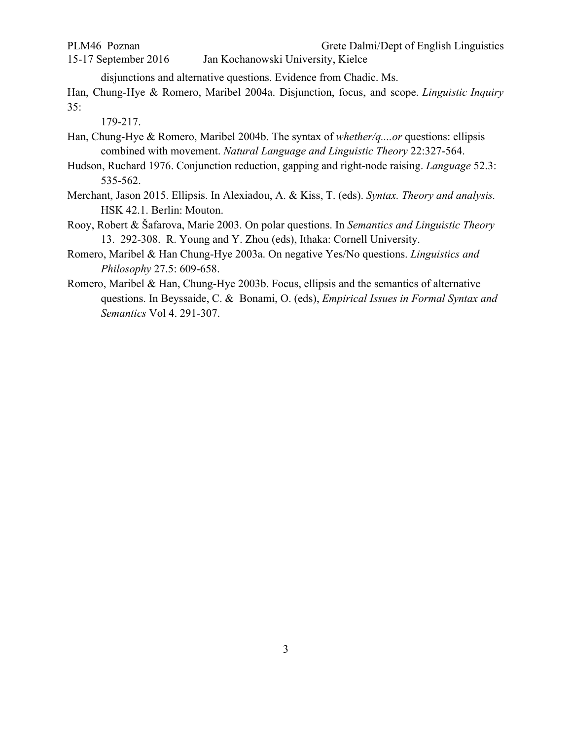disjunctions and alternative questions. Evidence from Chadic. Ms.

Han, Chung-Hye & Romero, Maribel 2004a. Disjunction, focus, and scope. *Linguistic Inquiry* 35: 179-217.

Han, Chung-Hye & Romero, Maribel 2004b. The syntax of *whether/q....or* questions: ellipsis combined with movement. *Natural Language and Linguistic Theory* 22:327-564.

Hudson, Ruchard 1976. Conjunction reduction, gapping and right-node raising. *Language* 52.3: 535-562.

Merchant, Jason 2015. Ellipsis. In Alexiadou, A. & Kiss, T. (eds). *Syntax. Theory and analysis.* HSK 42.1. Berlin: Mouton.

Rooy, Robert & Šafarova, Marie 2003. On polar questions. In *Semantics and Linguistic Theory* 13. 292-308. R. Young and Y. Zhou (eds), Ithaka: Cornell University.

Romero, Maribel & Han Chung-Hye 2003a. On negative Yes/No questions. *Linguistics and Philosophy* 27.5: 609-658.

Romero, Maribel & Han, Chung-Hye 2003b. Focus, ellipsis and the semantics of alternative questions. In Beyssaide, C. & Bonami, O. (eds), *Empirical Issues in Formal Syntax and Semantics* Vol 4. 291-307.